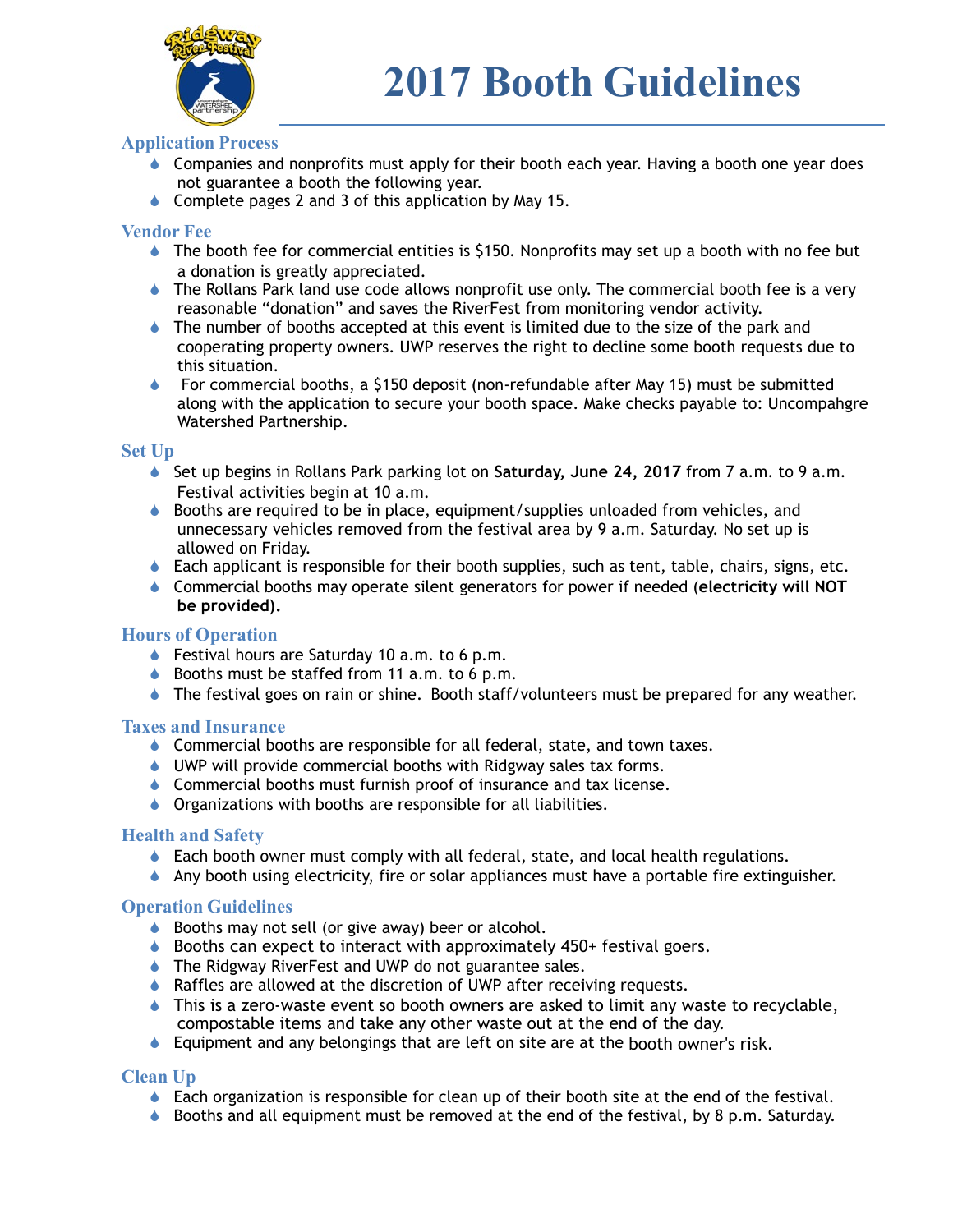# 2017 Booth Guidelines

## Application Process

- Companies and nonprofits must apply for their booth each year. Having a booth one year does not guarantee a booth the following year.
- Complete pages 2 and 3 of this application by May 15.

## Vendor Fee

- The booth fee for commercial entities is $150. Nonprofits may set up a booth with no fee but a donation is greatly appreciated.
- The Rollans Park land use code allows nonprofit use only. The commercial booth fee is a very reasonable "donation" and saves the RiverFest from monitoring vendor activity.
- The number of booths accepted at this event is limited due to the size of the park and cooperating property owners. UWP reserves the right to decline some booth requests due to this situation.
- For commercial booths, a $150 deposit (non-refundable after May 15) must be submitted along with the application to secure your booth space. Make checks payable to: Uncompahgre Watershed Partnership.

## Set Up

- Set up begins in Rollans Park parking lot on **Saturday, June 24, 2017** from 7 a.m. to 9 a.m. Festival activities begin at 10 a.m.
- Booths are required to be in place, equipment/supplies unloaded from vehicles, and unnecessary vehicles removed from the festival area by 9 a.m. Saturday. No set up is allowed on Friday.
- Each applicant is responsible for their booth supplies, such as tent, table, chairs, signs, etc.
- Commercial booths may operate silent generators for power if needed (**electricity will NOT be provided).**

## Hours of Operation

- Festival hours are Saturday 10 a.m. to 6 p.m.
- Booths must be staffed from 11 a.m. to 6 p.m.
- The festival goes on rain or shine. Booth staff/volunteers must be prepared for any weather.

## Taxes and Insurance

- Commercial booths are responsible for all federal, state, and town taxes.
- UWP will provide commercial booths with Ridgway sales tax forms.
- Commercial booths must furnish proof of insurance and tax license.
- Organizations with booths are responsible for all liabilities.

## Health and Safety

- Each booth owner must comply with all federal, state, and local health regulations.
- Any booth using electricity, fire or solar appliances must have a portable fire extinguisher.

## Operation Guidelines

- Booths may not sell (or give away) beer or alcohol.
- Booths can expect to interact with approximately 450+ festival goers.
- The Ridgway RiverFest and UWP do not guarantee sales.
- Raffles are allowed at the discretion of UWP after receiving requests.
- This is a zero-waste event so booth owners are asked to limit any waste to recyclable, compostable items and take any other waste out at the end of the day.
- Equipment and any belongings that are left on site are at the booth owner's risk.

## Clean Up

- Each organization is responsible for clean up of their booth site at the end of the festival.
- Booths and all equipment must be removed at the end of the festival, by 8 p.m. Saturday.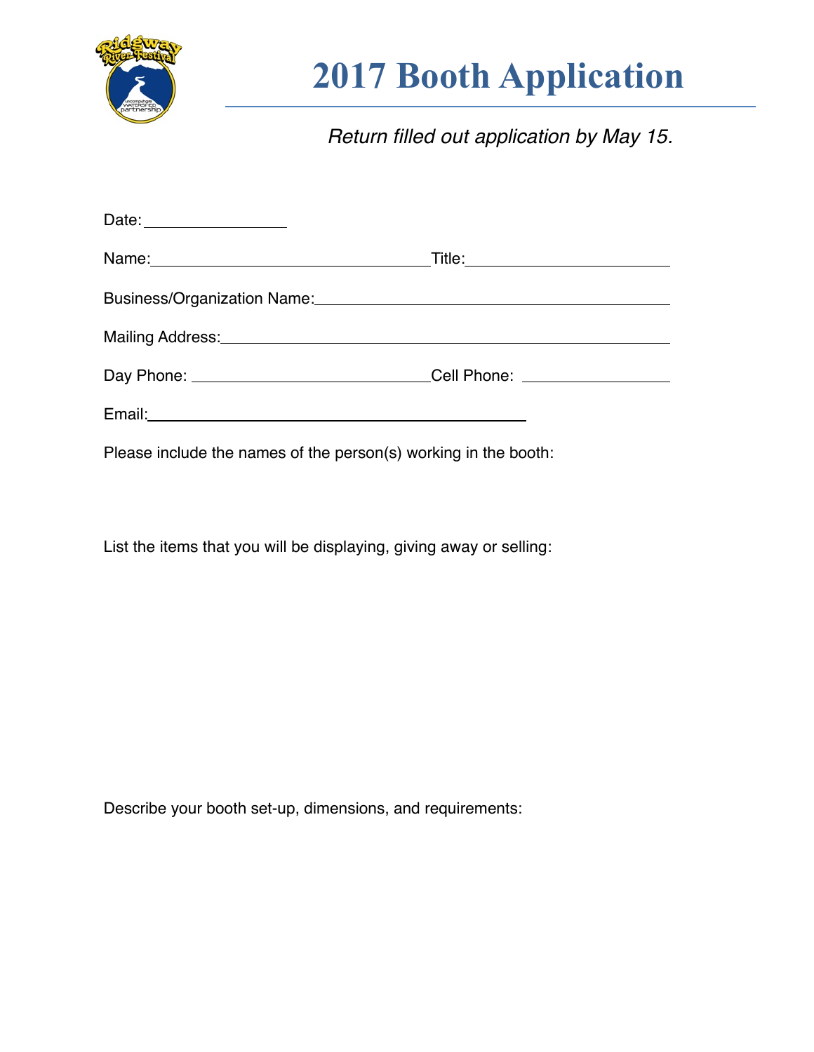# 2017 Booth Application

*Return filled out application by May 15.*

Date: ________________

Name: ________________________________ Title: ________________________

Business/Organization Name: ________________________________________

Mailing Address: ____________________________________________________

Day Phone: ____________________________ Cell Phone: __________________

Email: ____________________________________________

Please include the names of the person(s) working in the booth:

List the items that you will be displaying, giving away or selling:

Describe your booth set-up, dimensions, and requirements: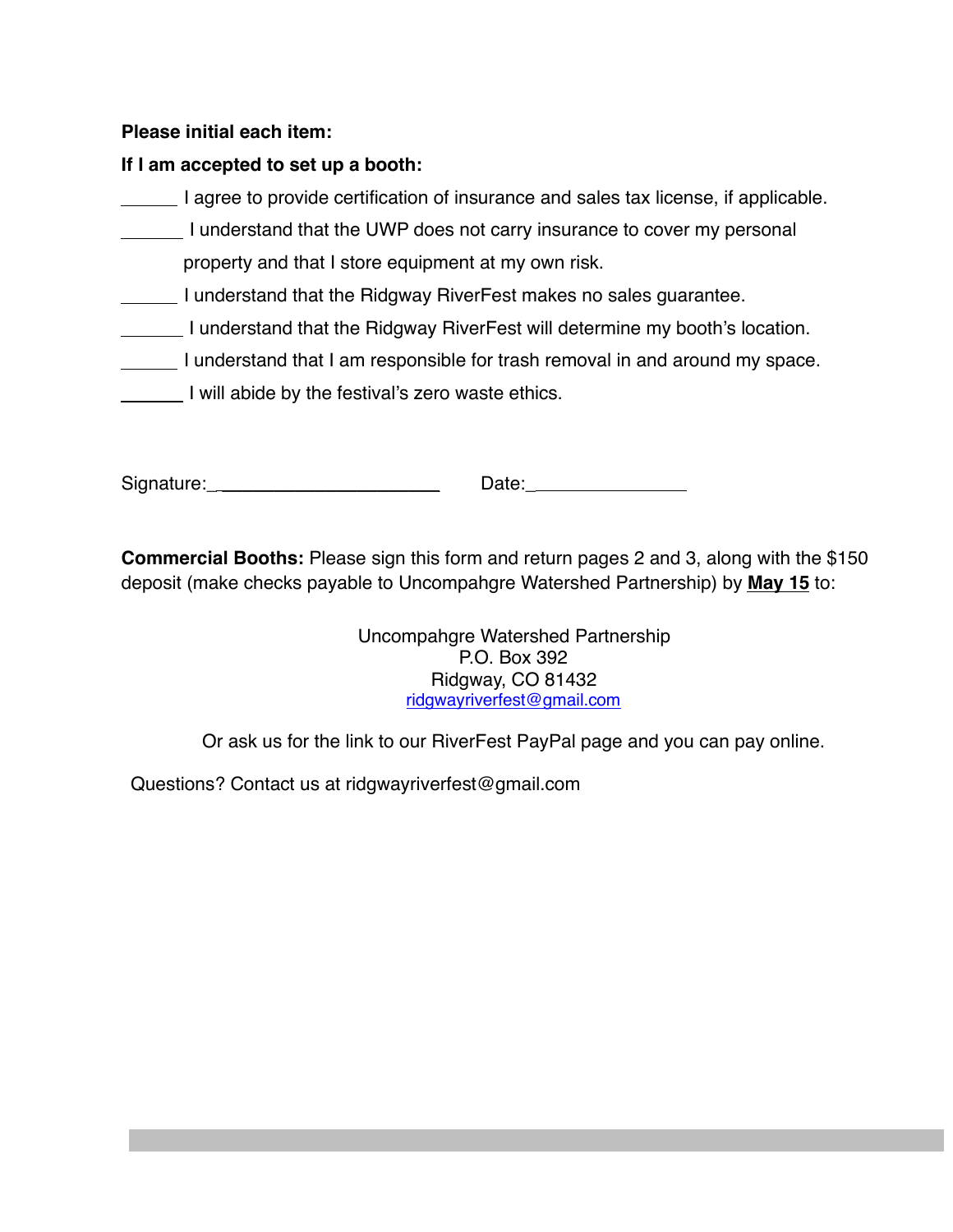**Please initial each item:**

**If I am accepted to set up a booth:**

______ I agree to provide certification of insurance and sales tax license, if applicable.

______ I understand that the UWP does not carry insurance to cover my personal property and that I store equipment at my own risk.

______ I understand that the Ridgway RiverFest makes no sales guarantee.

______ I understand that the Ridgway RiverFest will determine my booth's location.

______ I understand that I am responsible for trash removal in and around my space.

______ I will abide by the festival's zero waste ethics.

Signature:______________________ Date:_______________

**Commercial Booths:** Please sign this form and return pages 2 and 3, along with the $150 deposit (make checks payable to Uncompahgre Watershed Partnership) by **May 15** to:

Uncompahgre Watershed Partnership
P.O. Box 392
Ridgway, CO 81432
ridgwayriverfest@gmail.com

Or ask us for the link to our RiverFest PayPal page and you can pay online.

Questions? Contact us at ridgwayriverfest@gmail.com